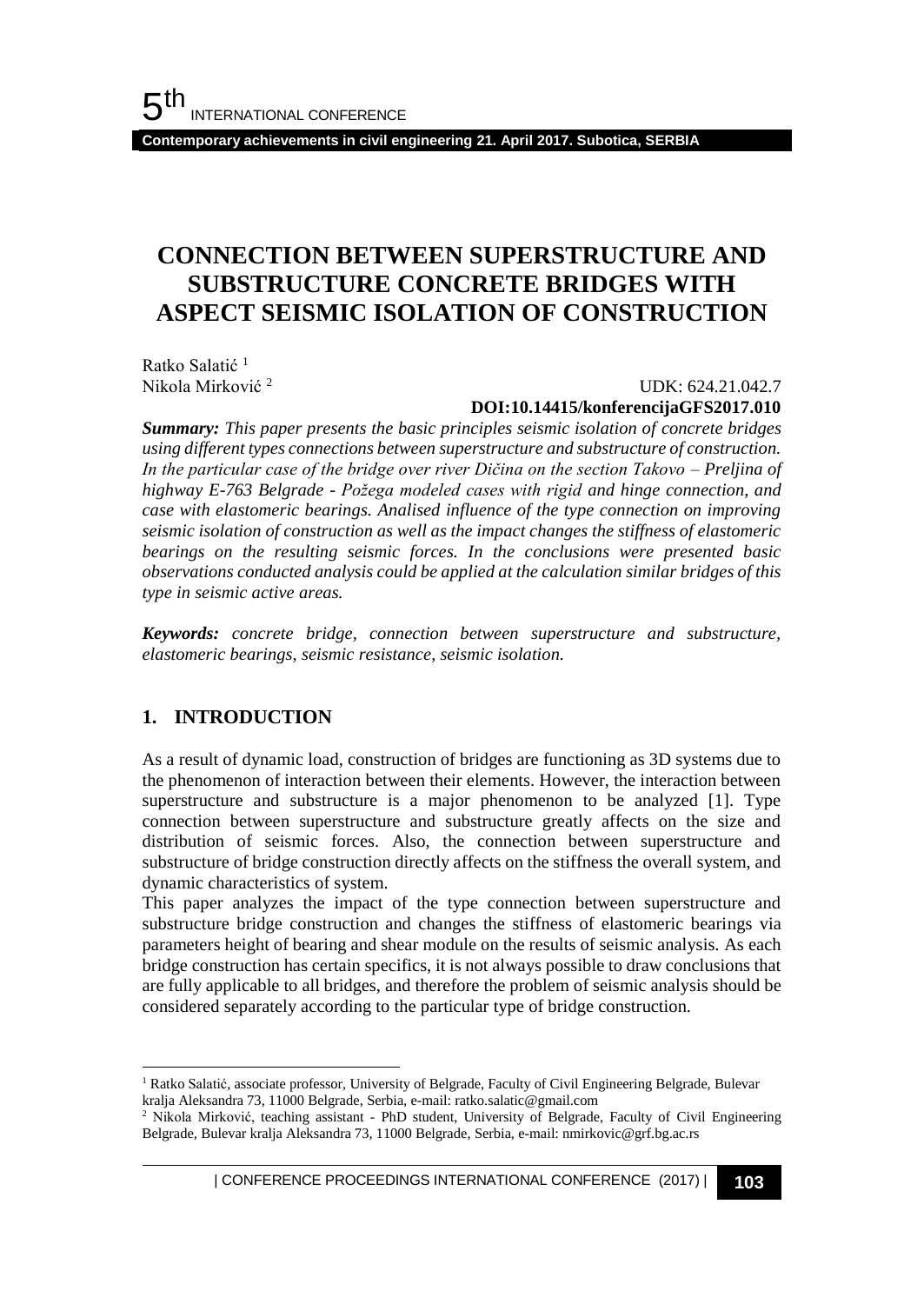# CONNECTION BETWEEN SUPERSTRUCTURE AND SUBSTRUCTURE CONCRETE BRIDGES WITH ASPECT SEISMIC ISOLATION OF CONSTRUCTION

Ratko Salatić [1]
Nikola Mirković [2]

UDK: 624.21.042.7
**DOI:10.14415/konferencijaGFS2017.010**

***Summary:*** *This paper presents the basic principles seismic isolation of concrete bridges using different types connections between superstructure and substructure of construction. In the particular case of the bridge over river Dičina on the section Takovo – Preljina of highway E-763 Belgrade - Požega modeled cases with rigid and hinge connection, and case with elastomeric bearings. Analised influence of the type connection on improving seismic isolation of construction as well as the impact changes the stiffness of elastomeric bearings on the resulting seismic forces. In the conclusions were presented basic observations conducted analysis could be applied at the calculation similar bridges of this type in seismic active areas.*

***Keywords:*** *concrete bridge, connection between superstructure and substructure, elastomeric bearings, seismic resistance, seismic isolation.*

## 1. INTRODUCTION

As a result of dynamic load, construction of bridges are functioning as 3D systems due to the phenomenon of interaction between their elements. However, the interaction between superstructure and substructure is a major phenomenon to be analyzed [1]. Type connection between superstructure and substructure greatly affects on the size and distribution of seismic forces. Also, the connection between superstructure and substructure of bridge construction directly affects on the stiffness the overall system, and dynamic characteristics of system.

This paper analyzes the impact of the type connection between superstructure and substructure bridge construction and changes the stiffness of elastomeric bearings via parameters height of bearing and shear module on the results of seismic analysis. As each bridge construction has certain specifics, it is not always possible to draw conclusions that are fully applicable to all bridges, and therefore the problem of seismic analysis should be considered separately according to the particular type of bridge construction.

---

[1] Ratko Salatić, associate professor, University of Belgrade, Faculty of Civil Engineering Belgrade, Bulevar kralja Aleksandra 73, 11000 Belgrade, Serbia, e-mail: ratko.salatic@gmail.com

[2] Nikola Mirković, teaching assistant - PhD student, University of Belgrade, Faculty of Civil Engineering Belgrade, Bulevar kralja Aleksandra 73, 11000 Belgrade, Serbia, e-mail: nmirkovic@grf.bg.ac.rs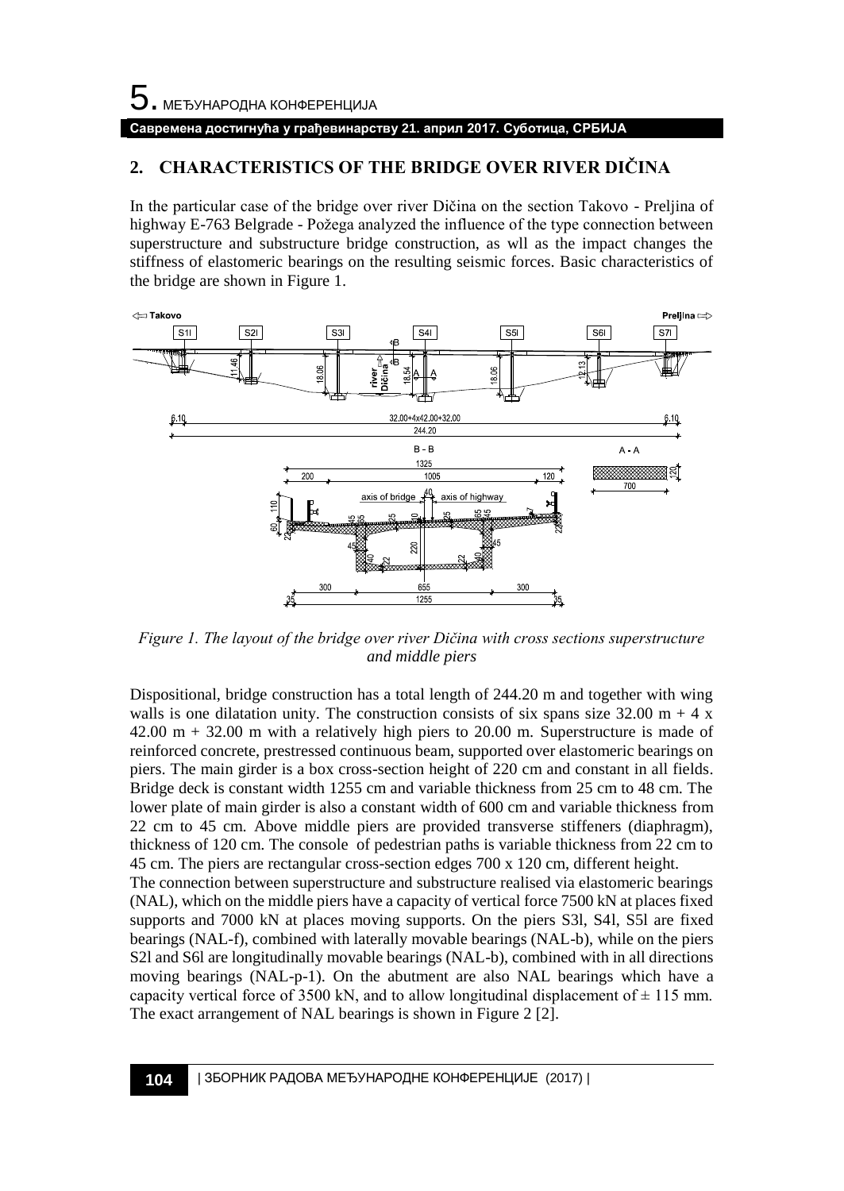## 2. CHARACTERISTICS OF THE BRIDGE OVER RIVER DIČINA

In the particular case of the bridge over river Dičina on the section Takovo - Preljina of highway E-763 Belgrade - Požega analyzed the influence of the type connection between superstructure and substructure bridge construction, as wll as the impact changes the stiffness of elastomeric bearings on the resulting seismic forces. Basic characteristics of the bridge are shown in Figure 1.

*Figure 1. The layout of the bridge over river Dičina with cross sections superstructure and middle piers*

Dispositional, bridge construction has a total length of 244.20 m and together with wing walls is one dilatation unity. The construction consists of six spans size 32.00 m + 4 x 42.00 m + 32.00 m with a relatively high piers to 20.00 m. Superstructure is made of reinforced concrete, prestressed continuous beam, supported over elastomeric bearings on piers. The main girder is a box cross-section height of 220 cm and constant in all fields. Bridge deck is constant width 1255 cm and variable thickness from 25 cm to 48 cm. The lower plate of main girder is also a constant width of 600 cm and variable thickness from 22 cm to 45 cm. Above middle piers are provided transverse stiffeners (diaphragm), thickness of 120 cm. The console of pedestrian paths is variable thickness from 22 cm to 45 cm. The piers are rectangular cross-section edges 700 x 120 cm, different height.

The connection between superstructure and substructure realised via elastomeric bearings (NAL), which on the middle piers have a capacity of vertical force 7500 kN at places fixed supports and 7000 kN at places moving supports. On the piers S3l, S4l, S5l are fixed bearings (NAL-f), combined with laterally movable bearings (NAL-b), while on the piers S2l and S6l are longitudinally movable bearings (NAL-b), combined with in all directions moving bearings (NAL-p-1). On the abutment are also NAL bearings which have a capacity vertical force of 3500 kN, and to allow longitudinal displacement of ± 115 mm. The exact arrangement of NAL bearings is shown in Figure 2 [2].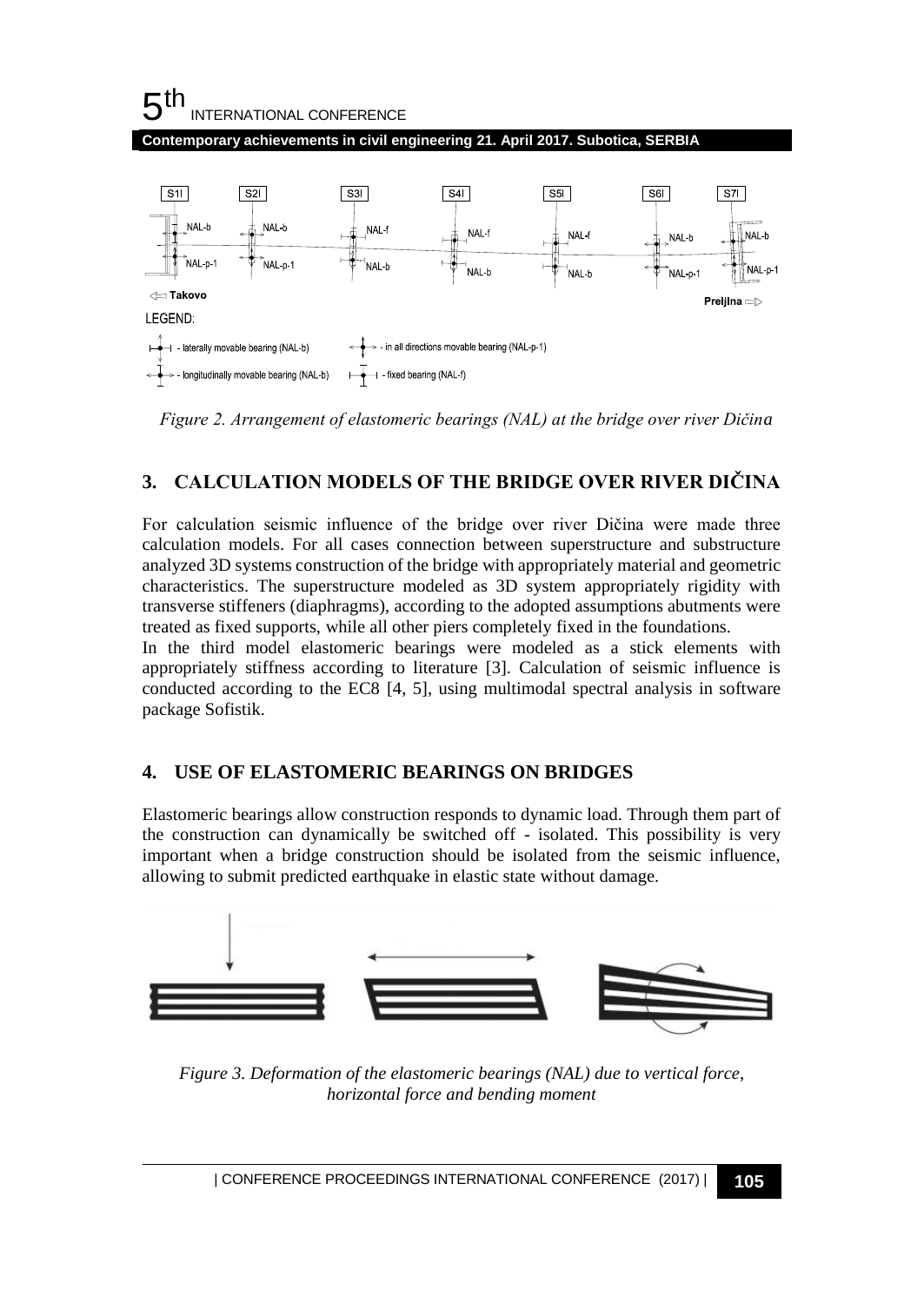*Figure 2. Arrangement of elastomeric bearings (NAL) at the bridge over river Dičina*

## 3. CALCULATION MODELS OF THE BRIDGE OVER RIVER DIČINA

For calculation seismic influence of the bridge over river Dičina were made three calculation models. For all cases connection between superstructure and substructure analyzed 3D systems construction of the bridge with appropriately material and geometric characteristics. The superstructure modeled as 3D system appropriately rigidity with transverse stiffeners (diaphragms), according to the adopted assumptions abutments were treated as fixed supports, while all other piers completely fixed in the foundations.

In the third model elastomeric bearings were modeled as a stick elements with appropriately stiffness according to literature [3]. Calculation of seismic influence is conducted according to the EC8 [4, 5], using multimodal spectral analysis in software package Sofistik.

## 4. USE OF ELASTOMERIC BEARINGS ON BRIDGES

Elastomeric bearings allow construction responds to dynamic load. Through them part of the construction can dynamically be switched off - isolated. This possibility is very important when a bridge construction should be isolated from the seismic influence, allowing to submit predicted earthquake in elastic state without damage.

*Figure 3. Deformation of the elastomeric bearings (NAL) due to vertical force, horizontal force and bending moment*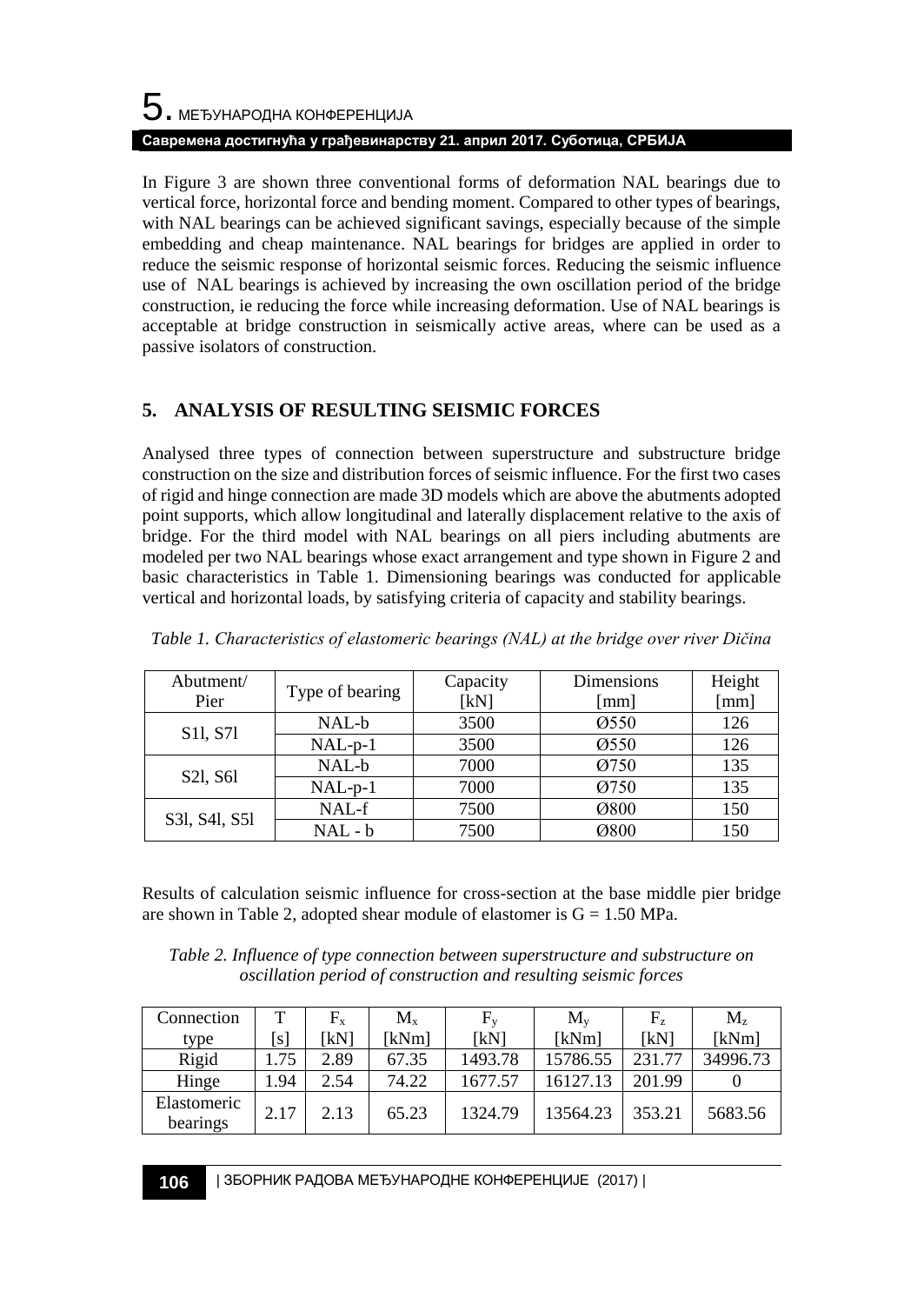In Figure 3 are shown three conventional forms of deformation NAL bearings due to vertical force, horizontal force and bending moment. Compared to other types of bearings, with NAL bearings can be achieved significant savings, especially because of the simple embedding and cheap maintenance. NAL bearings for bridges are applied in order to reduce the seismic response of horizontal seismic forces. Reducing the seismic influence use of NAL bearings is achieved by increasing the own oscillation period of the bridge construction, ie reducing the force while increasing deformation. Use of NAL bearings is acceptable at bridge construction in seismically active areas, where can be used as a passive isolators of construction.

## 5. ANALYSIS OF RESULTING SEISMIC FORCES

Analysed three types of connection between superstructure and substructure bridge construction on the size and distribution forces of seismic influence. For the first two cases of rigid and hinge connection are made 3D models which are above the abutments adopted point supports, which allow longitudinal and laterally displacement relative to the axis of bridge. For the third model with NAL bearings on all piers including abutments are modeled per two NAL bearings whose exact arrangement and type shown in Figure 2 and basic characteristics in Table 1. Dimensioning bearings was conducted for applicable vertical and horizontal loads, by satisfying criteria of capacity and stability bearings.

*Table 1. Characteristics of elastomeric bearings (NAL) at the bridge over river Dičina*

| Abutment/ Pier | Type of bearing | Capacity [kN] | Dimensions [mm] | Height [mm] |
|---|---|---|---|---|
| S1l, S7l | NAL-b | 3500 | Ø550 | 126 |
| | NAL-p-1 | 3500 | Ø550 | 126 |
| S2l, S6l | NAL-b | 7000 | Ø750 | 135 |
| | NAL-p-1 | 7000 | Ø750 | 135 |
| S3l, S4l, S5l | NAL-f | 7500 | Ø800 | 150 |
| | NAL - b | 7500 | Ø800 | 150 |

Results of calculation seismic influence for cross-section at the base middle pier bridge are shown in Table 2, adopted shear module of elastomer is G = 1.50 MPa.

*Table 2. Influence of type connection between superstructure and substructure on oscillation period of construction and resulting seismic forces*

| Connection type | T [s] | $F_x$ [kN] | $M_x$ [kNm] | $F_y$ [kN] | $M_y$ [kNm] | $F_z$ [kN] | $M_z$ [kNm] |
|---|---|---|---|---|---|---|---|
| Rigid | 1.75 | 2.89 | 67.35 | 1493.78 | 15786.55 | 231.77 | 34996.73 |
| Hinge | 1.94 | 2.54 | 74.22 | 1677.57 | 16127.13 | 201.99 | 0 |
| Elastomeric bearings | 2.17 | 2.13 | 65.23 | 1324.79 | 13564.23 | 353.21 | 5683.56 |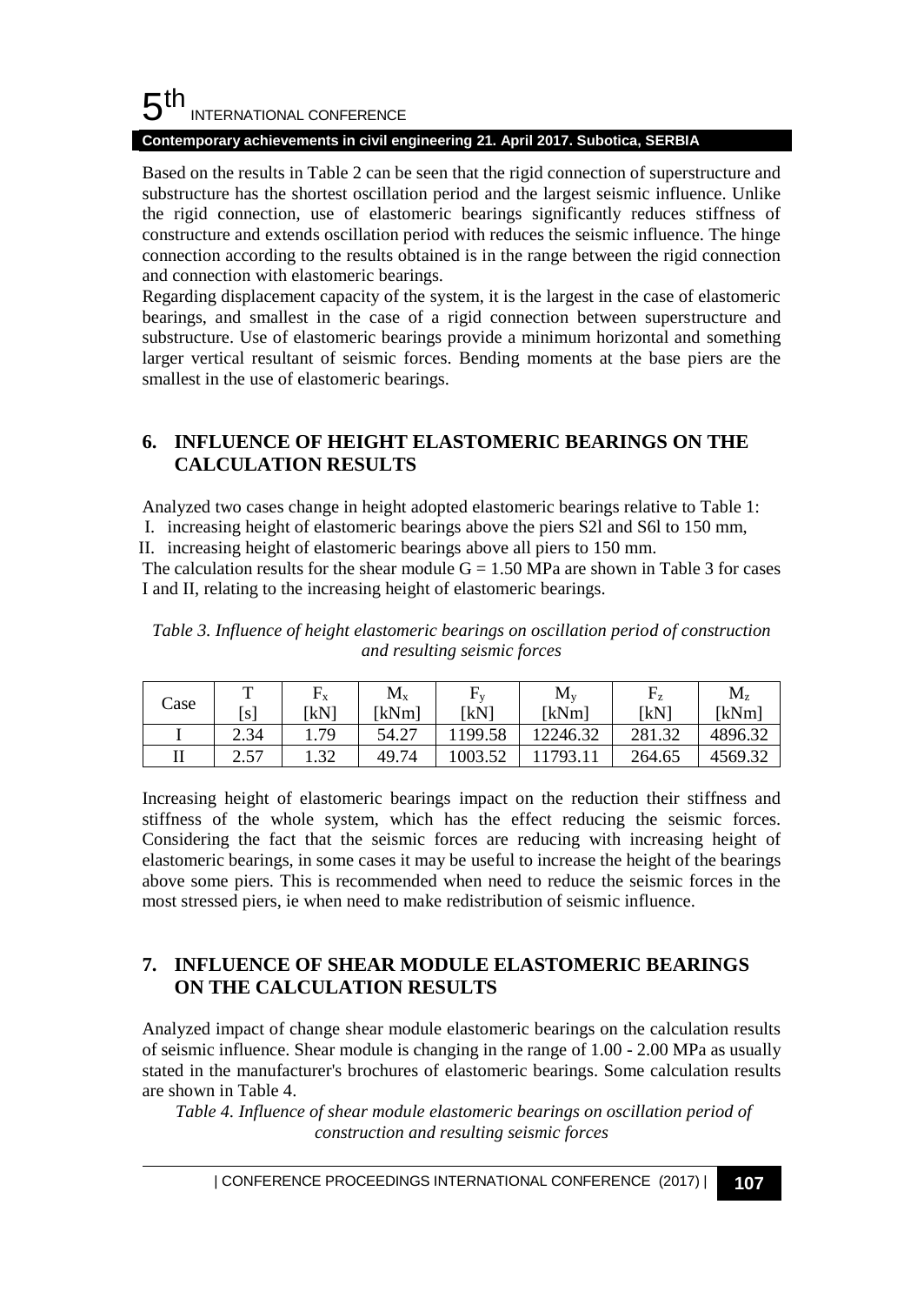Based on the results in Table 2 can be seen that the rigid connection of superstructure and substructure has the shortest oscillation period and the largest seismic influence. Unlike the rigid connection, use of elastomeric bearings significantly reduces stiffness of constructure and extends oscillation period with reduces the seismic influence. The hinge connection according to the results obtained is in the range between the rigid connection and connection with elastomeric bearings.

Regarding displacement capacity of the system, it is the largest in the case of elastomeric bearings, and smallest in the case of a rigid connection between superstructure and substructure. Use of elastomeric bearings provide a minimum horizontal and something larger vertical resultant of seismic forces. Bending moments at the base piers are the smallest in the use of elastomeric bearings.

## 6. INFLUENCE OF HEIGHT ELASTOMERIC BEARINGS ON THE CALCULATION RESULTS

Analyzed two cases change in height adopted elastomeric bearings relative to Table 1:

I. increasing height of elastomeric bearings above the piers S2l and S6l to 150 mm,

II. increasing height of elastomeric bearings above all piers to 150 mm.

The calculation results for the shear module $G = 1.50$ MPa are shown in Table 3 for cases I and II, relating to the increasing height of elastomeric bearings.

*Table 3. Influence of height elastomeric bearings on oscillation period of construction and resulting seismic forces*

| Case | T [s] | $F_x$ [kN] | $M_x$ [kNm] | $F_y$ [kN] | $M_y$ [kNm] | $F_z$ [kN] | $M_z$ [kNm] |
|---|---|---|---|---|---|---|---|
| I | 2.34 | 1.79 | 54.27 | 1199.58 | 12246.32 | 281.32 | 4896.32 |
| II | 2.57 | 1.32 | 49.74 | 1003.52 | 11793.11 | 264.65 | 4569.32 |

Increasing height of elastomeric bearings impact on the reduction their stiffness and stiffness of the whole system, which has the effect reducing the seismic forces. Considering the fact that the seismic forces are reducing with increasing height of elastomeric bearings, in some cases it may be useful to increase the height of the bearings above some piers. This is recommended when need to reduce the seismic forces in the most stressed piers, ie when need to make redistribution of seismic influence.

## 7. INFLUENCE OF SHEAR MODULE ELASTOMERIC BEARINGS ON THE CALCULATION RESULTS

Analyzed impact of change shear module elastomeric bearings on the calculation results of seismic influence. Shear module is changing in the range of 1.00 - 2.00 MPa as usually stated in the manufacturer's brochures of elastomeric bearings. Some calculation results are shown in Table 4.

*Table 4. Influence of shear module elastomeric bearings on oscillation period of construction and resulting seismic forces*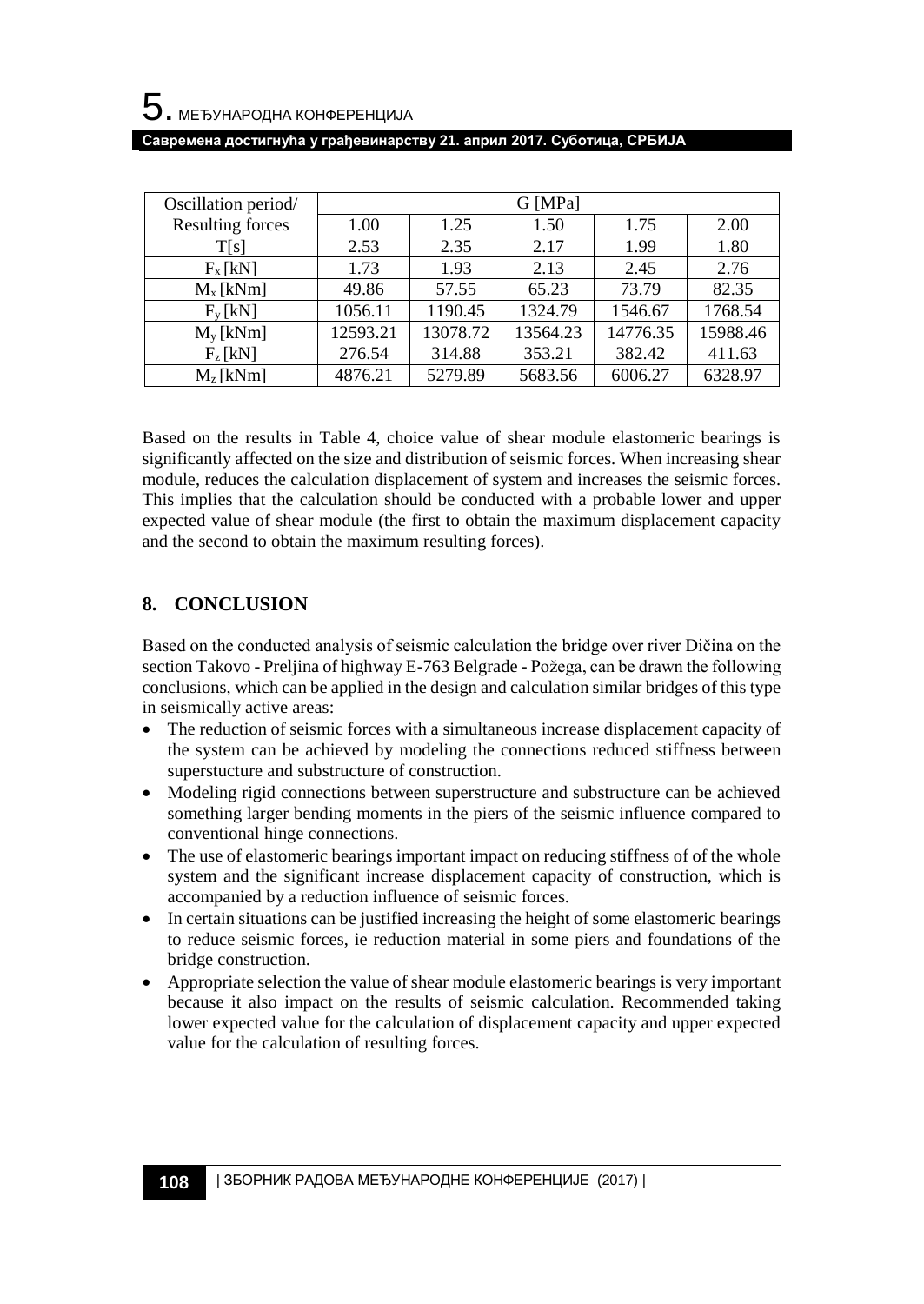| Oscillation period/ Resulting forces | G [MPa] | | | | |
|---|---|---|---|---|---|
| | 1.00 | 1.25 | 1.50 | 1.75 | 2.00 |
| T[s] | 2.53 | 2.35 | 2.17 | 1.99 | 1.80 |
| $F_x$ [kN] | 1.73 | 1.93 | 2.13 | 2.45 | 2.76 |
| $M_x$ [kNm] | 49.86 | 57.55 | 65.23 | 73.79 | 82.35 |
| $F_y$ [kN] | 1056.11 | 1190.45 | 1324.79 | 1546.67 | 1768.54 |
| $M_y$ [kNm] | 12593.21 | 13078.72 | 13564.23 | 14776.35 | 15988.46 |
| $F_z$ [kN] | 276.54 | 314.88 | 353.21 | 382.42 | 411.63 |
| $M_z$ [kNm] | 4876.21 | 5279.89 | 5683.56 | 6006.27 | 6328.97 |

Based on the results in Table 4, choice value of shear module elastomeric bearings is significantly affected on the size and distribution of seismic forces. When increasing shear module, reduces the calculation displacement of system and increases the seismic forces. This implies that the calculation should be conducted with a probable lower and upper expected value of shear module (the first to obtain the maximum displacement capacity and the second to obtain the maximum resulting forces).

## 8. CONCLUSION

Based on the conducted analysis of seismic calculation the bridge over river Dičina on the section Takovo - Preljina of highway E-763 Belgrade - Požega, can be drawn the following conclusions, which can be applied in the design and calculation similar bridges of this type in seismically active areas:

- The reduction of seismic forces with a simultaneous increase displacement capacity of the system can be achieved by modeling the connections reduced stiffness between superstucture and substructure of construction.
- Modeling rigid connections between superstructure and substructure can be achieved something larger bending moments in the piers of the seismic influence compared to conventional hinge connections.
- The use of elastomeric bearings important impact on reducing stiffness of of the whole system and the significant increase displacement capacity of construction, which is accompanied by a reduction influence of seismic forces.
- In certain situations can be justified increasing the height of some elastomeric bearings to reduce seismic forces, ie reduction material in some piers and foundations of the bridge construction.
- Appropriate selection the value of shear module elastomeric bearings is very important because it also impact on the results of seismic calculation. Recommended taking lower expected value for the calculation of displacement capacity and upper expected value for the calculation of resulting forces.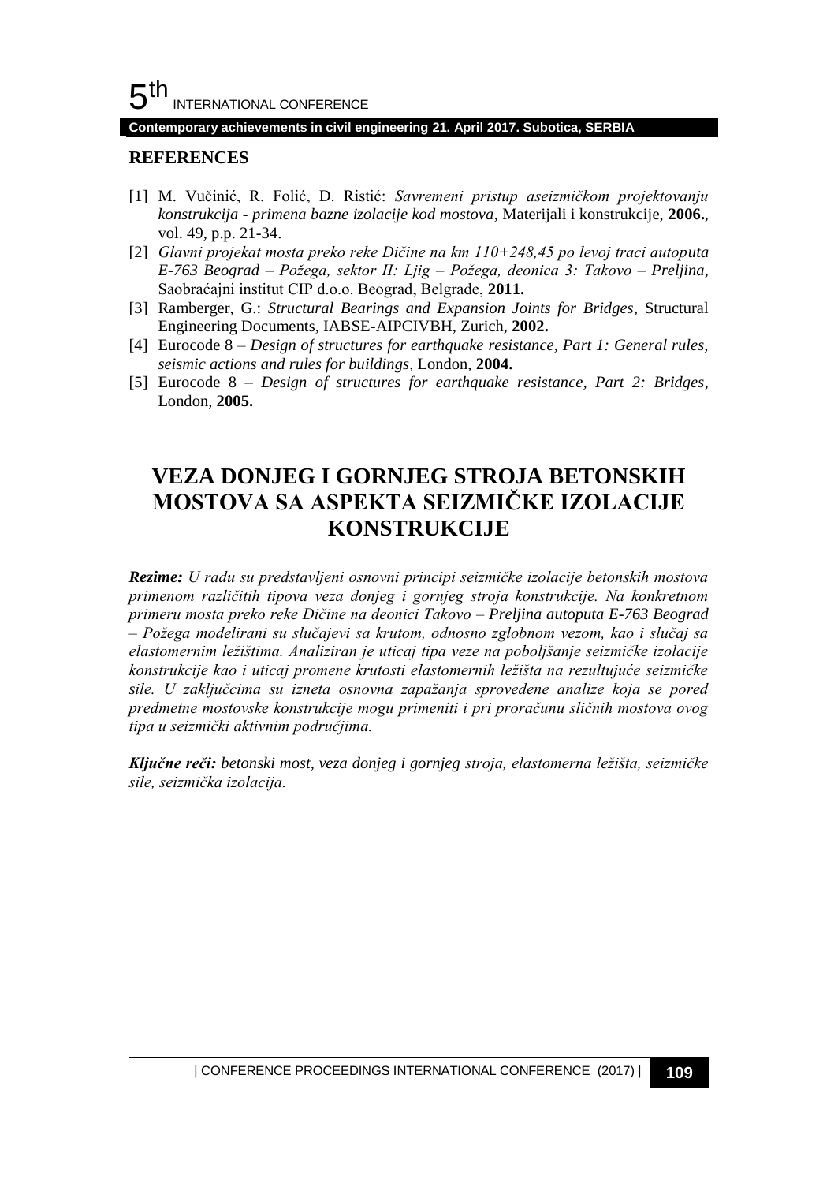## REFERENCES

[1] M. Vučinić, R. Folić, D. Ristić: *Savremeni pristup aseizmičkom projektovanju konstrukcija - primena bazne izolacije kod mostova*, Materijali i konstrukcije, **2006.**, vol. 49, p.p. 21-34.

[2] *Glavni projekat mosta preko reke Dičine na km 110+248,45 po levoj traci autoputa E-763 Beograd – Požega, sektor II: Ljig – Požega, deonica 3: Takovo – Preljina*, Saobraćajni institut CIP d.o.o. Beograd, Belgrade, **2011.**

[3] Ramberger, G.: *Structural Bearings and Expansion Joints for Bridges*, Structural Engineering Documents, IABSE-AIPCIVBH, Zurich, **2002.**

[4] Eurocode 8 – *Design of structures for earthquake resistance, Part 1: General rules, seismic actions and rules for buildings*, London, **2004.**

[5] Eurocode 8 – *Design of structures for earthquake resistance, Part 2: Bridges*, London, **2005.**

# VEZA DONJEG I GORNJEG STROJA BETONSKIH MOSTOVA SA ASPEKTA SEIZMIČKE IZOLACIJE KONSTRUKCIJE

***Rezime:*** *U radu su predstavljeni osnovni principi seizmičke izolacije betonskih mostova primenom različitih tipova veza donjeg i gornjeg stroja konstrukcije. Na konkretnom primeru mosta preko reke Dičine na deonici Takovo – Preljina autoputa E-763 Beograd – Požega modelirani su slučajevi sa krutom, odnosno zglobnom vezom, kao i slučaj sa elastomernim ležištima. Analiziran je uticaj tipa veze na poboljšanje seizmičke izolacije konstrukcije kao i uticaj promene krutosti elastomernih ležišta na rezultujuće seizmičke sile. U zaključcima su izneta osnovna zapažanja sprovedene analize koja se pored predmetne mostovske konstrukcije mogu primeniti i pri proračunu sličnih mostova ovog tipa u seizmički aktivnim područjima.*

***Ključne reči:*** *betonski most, veza donjeg i gornjeg stroja, elastomerna ležišta, seizmičke sile, seizmička izolacija.*